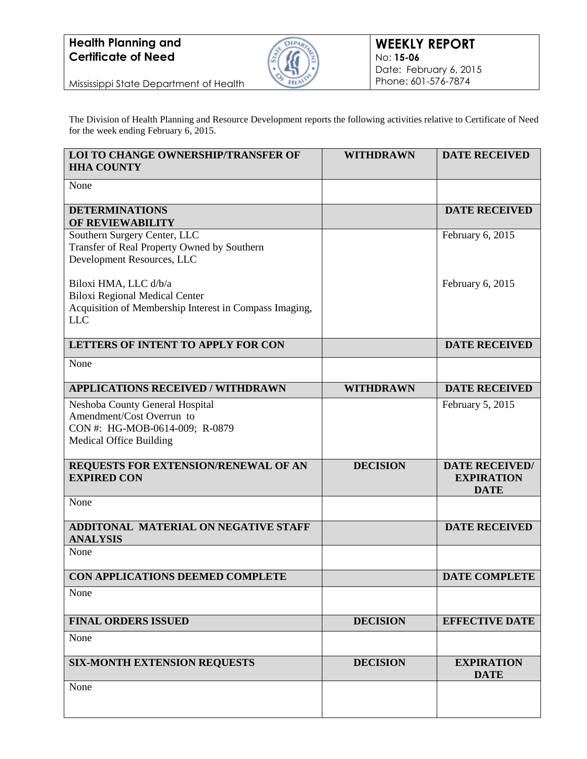**Health Planning and Certificate of Need**

Mississippi State Department of Health

**WEEKLY REPORT**
No: **15-06**
Date: February 6, 2015
Phone: 601-576-7874

The Division of Health Planning and Resource Development reports the following activities relative to Certificate of Need for the week ending February 6, 2015.

| **LOI TO CHANGE OWNERSHIP/TRANSFER OF HHA COUNTY** | **WITHDRAWN** | **DATE RECEIVED** |
|---|---|---|
| None | | |
| **DETERMINATIONS OF REVIEWABILITY** | | **DATE RECEIVED** |
| Southern Surgery Center, LLC<br>Transfer of Real Property Owned by Southern Development Resources, LLC | | February 6, 2015 |
| Biloxi HMA, LLC d/b/a<br>Biloxi Regional Medical Center<br>Acquisition of Membership Interest in Compass Imaging, LLC | | February 6, 2015 |
| **LETTERS OF INTENT TO APPLY FOR CON** | | **DATE RECEIVED** |
| None | | |
| **APPLICATIONS RECEIVED / WITHDRAWN** | **WITHDRAWN** | **DATE RECEIVED** |
| Neshoba County General Hospital<br>Amendment/Cost Overrun to<br>CON #: HG-MOB-0614-009; R-0879<br>Medical Office Building | | February 5, 2015 |
| **REQUESTS FOR EXTENSION/RENEWAL OF AN EXPIRED CON** | **DECISION** | **DATE RECEIVED/ EXPIRATION DATE** |
| None | | |
| **ADDITONAL MATERIAL ON NEGATIVE STAFF ANALYSIS** | | **DATE RECEIVED** |
| None | | |
| **CON APPLICATIONS DEEMED COMPLETE** | | **DATE COMPLETE** |
| None | | |
| **FINAL ORDERS ISSUED** | **DECISION** | **EFFECTIVE DATE** |
| None | | |
| **SIX-MONTH EXTENSION REQUESTS** | **DECISION** | **EXPIRATION DATE** |
| None | | |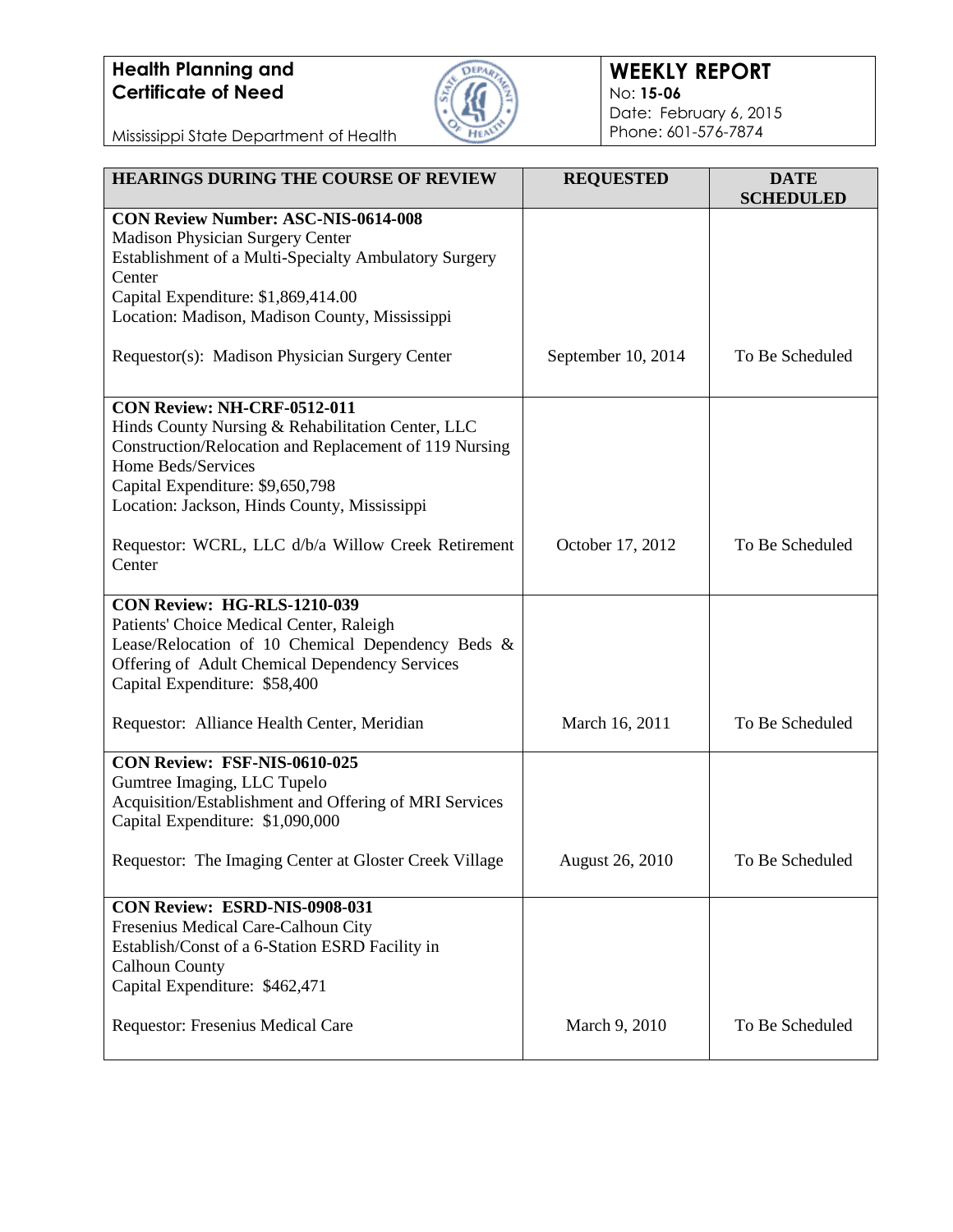**Health Planning and Certificate of Need**

Mississippi State Department of Health

**WEEKLY REPORT**
No: **15-06**
Date: February 6, 2015
Phone: 601-576-7874

| HEARINGS DURING THE COURSE OF REVIEW | REQUESTED | DATE SCHEDULED |
|---|---|---|
| **CON Review Number: ASC-NIS-0614-008**<br>Madison Physician Surgery Center<br>Establishment of a Multi-Specialty Ambulatory Surgery Center<br>Capital Expenditure: $1,869,414.00<br>Location: Madison, Madison County, Mississippi<br><br>Requestor(s): Madison Physician Surgery Center | September 10, 2014 | To Be Scheduled |
| **CON Review: NH-CRF-0512-011**<br>Hinds County Nursing & Rehabilitation Center, LLC<br>Construction/Relocation and Replacement of 119 Nursing Home Beds/Services<br>Capital Expenditure: $9,650,798<br>Location: Jackson, Hinds County, Mississippi<br><br>Requestor: WCRL, LLC d/b/a Willow Creek Retirement Center | October 17, 2012 | To Be Scheduled |
| **CON Review: HG-RLS-1210-039**<br>Patients' Choice Medical Center, Raleigh<br>Lease/Relocation of 10 Chemical Dependency Beds & Offering of Adult Chemical Dependency Services<br>Capital Expenditure: $58,400<br><br>Requestor: Alliance Health Center, Meridian | March 16, 2011 | To Be Scheduled |
| **CON Review: FSF-NIS-0610-025**<br>Gumtree Imaging, LLC Tupelo<br>Acquisition/Establishment and Offering of MRI Services<br>Capital Expenditure: $1,090,000<br><br>Requestor: The Imaging Center at Gloster Creek Village | August 26, 2010 | To Be Scheduled |
| **CON Review: ESRD-NIS-0908-031**<br>Fresenius Medical Care-Calhoun City<br>Establish/Const of a 6-Station ESRD Facility in Calhoun County<br>Capital Expenditure: $462,471<br><br>Requestor: Fresenius Medical Care | March 9, 2010 | To Be Scheduled |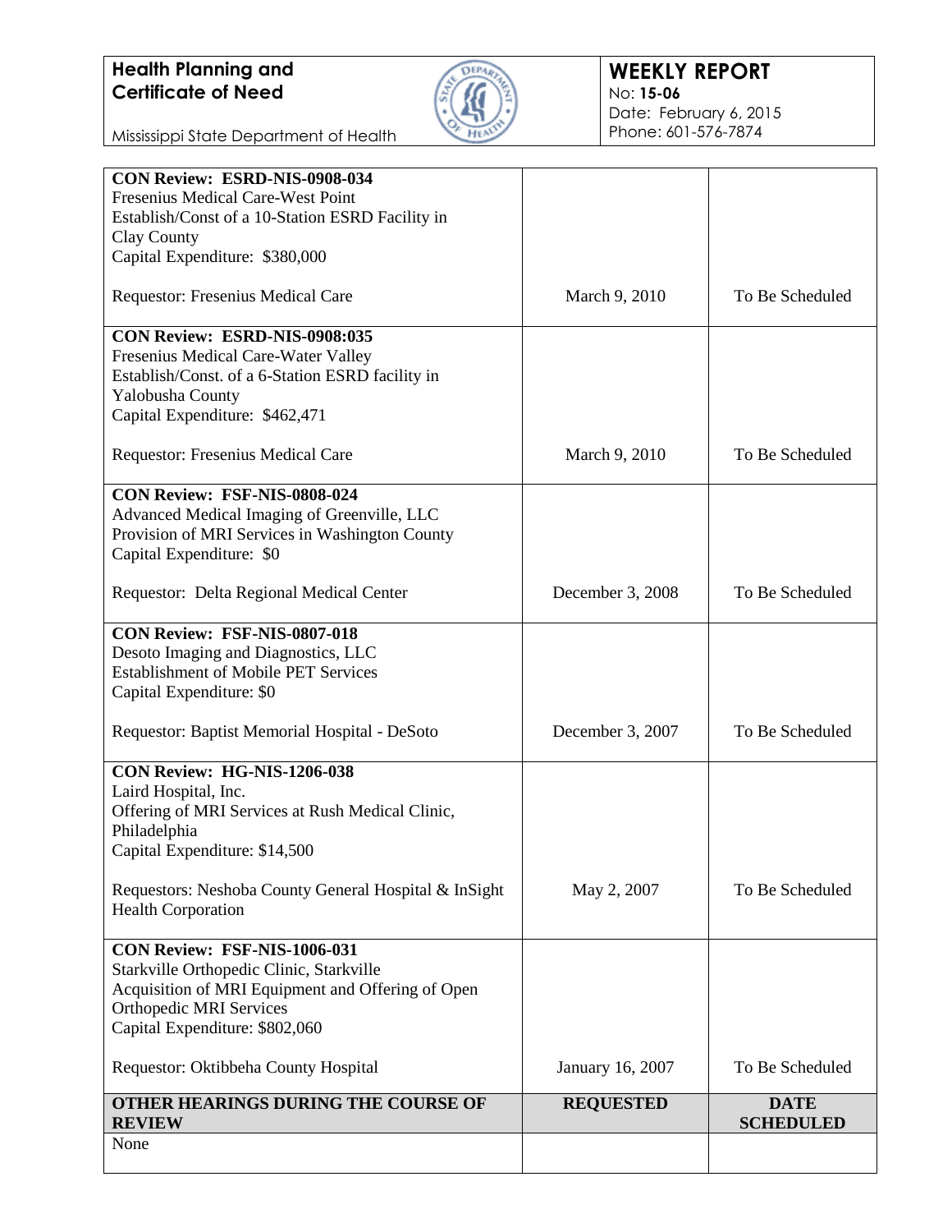| | | |
|---|---|---|
| **CON Review: ESRD-NIS-0908-034**<br>Fresenius Medical Care-West Point<br>Establish/Const of a 10-Station ESRD Facility in Clay County<br>Capital Expenditure: $380,000<br><br>Requestor: Fresenius Medical Care | March 9, 2010 | To Be Scheduled |
| **CON Review: ESRD-NIS-0908:035**<br>Fresenius Medical Care-Water Valley<br>Establish/Const. of a 6-Station ESRD facility in Yalobusha County<br>Capital Expenditure: $462,471<br><br>Requestor: Fresenius Medical Care | March 9, 2010 | To Be Scheduled |
| **CON Review: FSF-NIS-0808-024**<br>Advanced Medical Imaging of Greenville, LLC<br>Provision of MRI Services in Washington County<br>Capital Expenditure: $0<br><br>Requestor: Delta Regional Medical Center | December 3, 2008 | To Be Scheduled |
| **CON Review: FSF-NIS-0807-018**<br>Desoto Imaging and Diagnostics, LLC<br>Establishment of Mobile PET Services<br>Capital Expenditure: $0<br><br>Requestor: Baptist Memorial Hospital - DeSoto | December 3, 2007 | To Be Scheduled |
| **CON Review: HG-NIS-1206-038**<br>Laird Hospital, Inc.<br>Offering of MRI Services at Rush Medical Clinic, Philadelphia<br>Capital Expenditure: $14,500<br><br>Requestors: Neshoba County General Hospital & InSight Health Corporation | May 2, 2007 | To Be Scheduled |
| **CON Review: FSF-NIS-1006-031**<br>Starkville Orthopedic Clinic, Starkville<br>Acquisition of MRI Equipment and Offering of Open Orthopedic MRI Services<br>Capital Expenditure: $802,060<br><br>Requestor: Oktibbeha County Hospital | January 16, 2007 | To Be Scheduled |

| **OTHER HEARINGS DURING THE COURSE OF REVIEW** | **REQUESTED** | **DATE SCHEDULED** |
|---|---|---|
| None | | |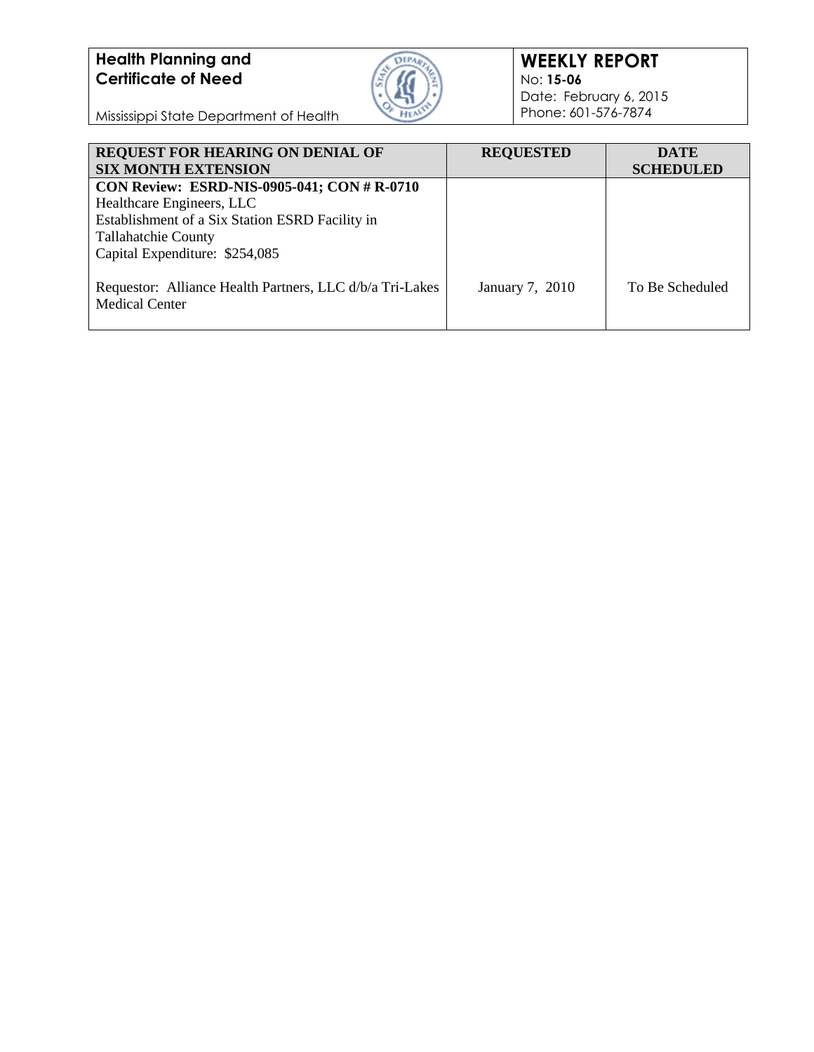| REQUEST FOR HEARING ON DENIAL OF SIX MONTH EXTENSION | REQUESTED | DATE SCHEDULED |
|---|---|---|
| **CON Review: ESRD-NIS-0905-041; CON # R-0710**<br>Healthcare Engineers, LLC<br>Establishment of a Six Station ESRD Facility in Tallahatchie County<br>Capital Expenditure: $254,085<br><br>Requestor: Alliance Health Partners, LLC d/b/a Tri-Lakes Medical Center | January 7, 2010 | To Be Scheduled |